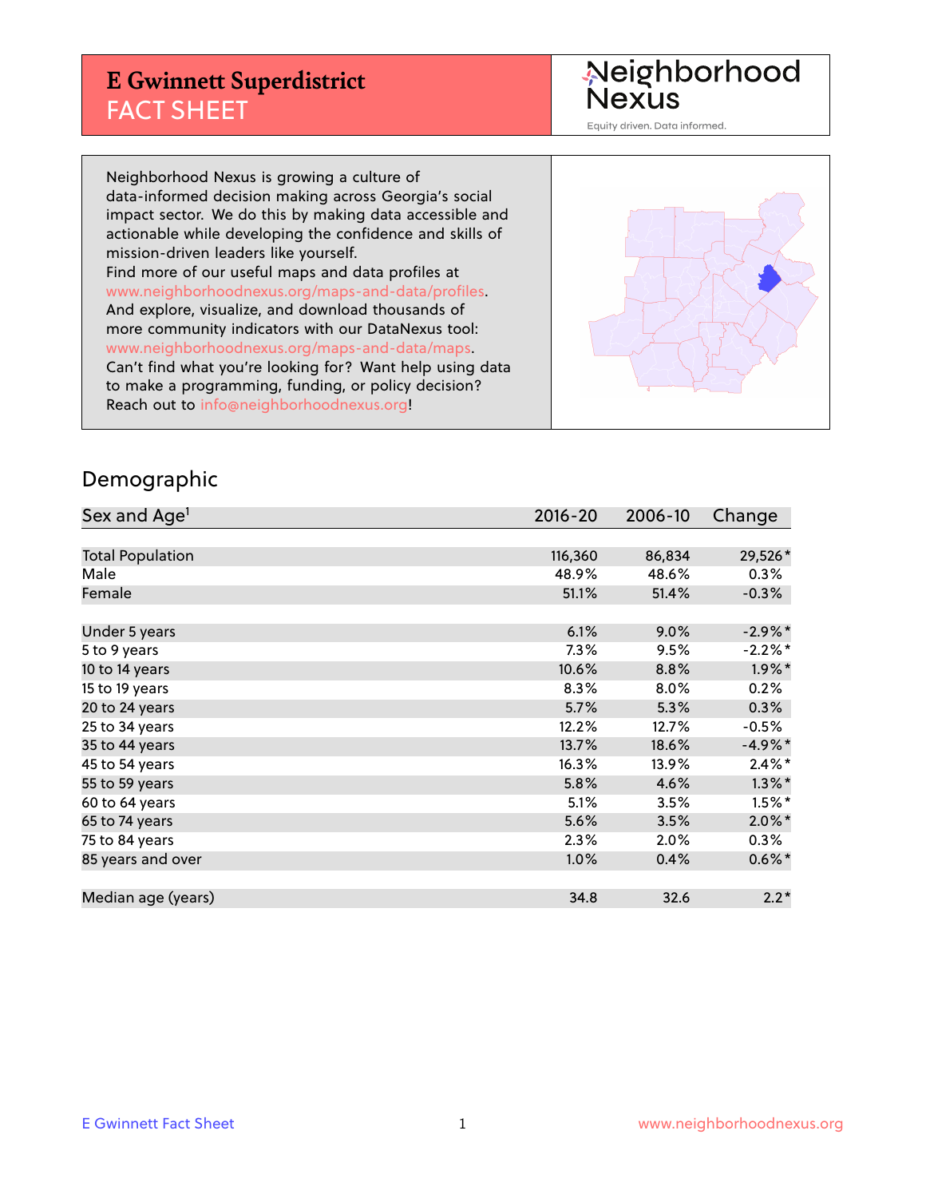# E Gwinnett Superdistrict
## FACT SHEET

Neighborhood Nexus
Equity driven. Data informed.

Neighborhood Nexus is growing a culture of data-informed decision making across Georgia's social impact sector. We do this by making data accessible and actionable while developing the confidence and skills of mission-driven leaders like yourself.
Find more of our useful maps and data profiles at www.neighborhoodnexus.org/maps-and-data/profiles.
And explore, visualize, and download thousands of more community indicators with our DataNexus tool: www.neighborhoodnexus.org/maps-and-data/maps.
Can't find what you're looking for? Want help using data to make a programming, funding, or policy decision? Reach out to info@neighborhoodnexus.org!

## Demographic

| Sex and Age[1] | 2016-20 | 2006-10 | Change |
|---|---|---|---|
| Total Population | 116,360 | 86,834 | 29,526* |
| Male | 48.9% | 48.6% | 0.3% |
| Female | 51.1% | 51.4% | -0.3% |
| | | | |
| Under 5 years | 6.1% | 9.0% | -2.9%* |
| 5 to 9 years | 7.3% | 9.5% | -2.2%* |
| 10 to 14 years | 10.6% | 8.8% | 1.9%* |
| 15 to 19 years | 8.3% | 8.0% | 0.2% |
| 20 to 24 years | 5.7% | 5.3% | 0.3% |
| 25 to 34 years | 12.2% | 12.7% | -0.5% |
| 35 to 44 years | 13.7% | 18.6% | -4.9%* |
| 45 to 54 years | 16.3% | 13.9% | 2.4%* |
| 55 to 59 years | 5.8% | 4.6% | 1.3%* |
| 60 to 64 years | 5.1% | 3.5% | 1.5%* |
| 65 to 74 years | 5.6% | 3.5% | 2.0%* |
| 75 to 84 years | 2.3% | 2.0% | 0.3% |
| 85 years and over | 1.0% | 0.4% | 0.6%* |
| | | | |
| Median age (years) | 34.8 | 32.6 | 2.2* |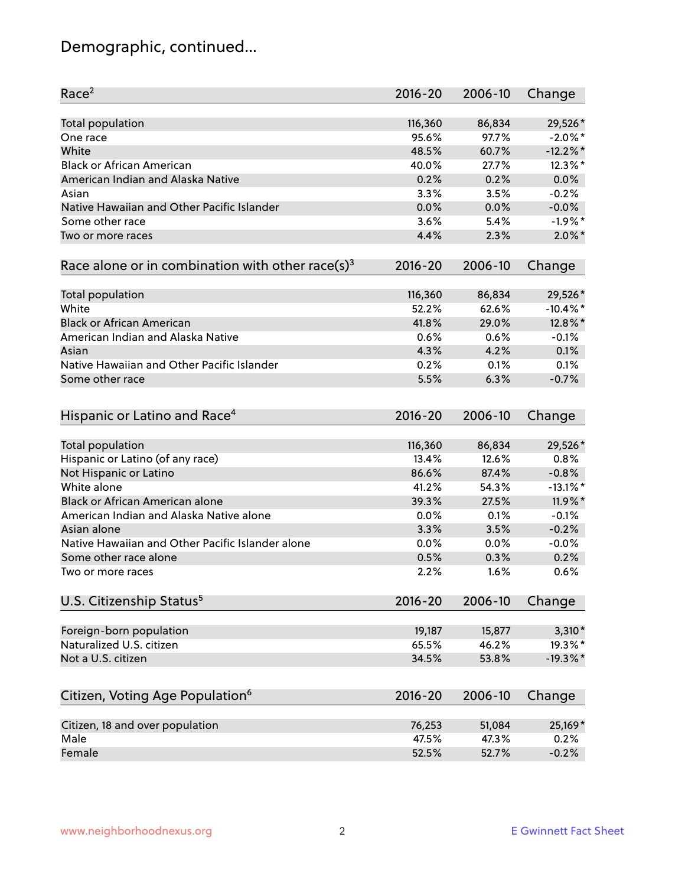# Demographic, continued...

| Race[2] | 2016-20 | 2006-10 | Change |
|---|---|---|---|
| Total population | 116,360 | 86,834 | 29,526* |
| One race | 95.6% | 97.7% | -2.0%* |
| White | 48.5% | 60.7% | -12.2%* |
| Black or African American | 40.0% | 27.7% | 12.3%* |
| American Indian and Alaska Native | 0.2% | 0.2% | 0.0% |
| Asian | 3.3% | 3.5% | -0.2% |
| Native Hawaiian and Other Pacific Islander | 0.0% | 0.0% | -0.0% |
| Some other race | 3.6% | 5.4% | -1.9%* |
| Two or more races | 4.4% | 2.3% | 2.0%* |

| Race alone or in combination with other race(s)[3] | 2016-20 | 2006-10 | Change |
|---|---|---|---|
| Total population | 116,360 | 86,834 | 29,526* |
| White | 52.2% | 62.6% | -10.4%* |
| Black or African American | 41.8% | 29.0% | 12.8%* |
| American Indian and Alaska Native | 0.6% | 0.6% | -0.1% |
| Asian | 4.3% | 4.2% | 0.1% |
| Native Hawaiian and Other Pacific Islander | 0.2% | 0.1% | 0.1% |
| Some other race | 5.5% | 6.3% | -0.7% |

| Hispanic or Latino and Race[4] | 2016-20 | 2006-10 | Change |
|---|---|---|---|
| Total population | 116,360 | 86,834 | 29,526* |
| Hispanic or Latino (of any race) | 13.4% | 12.6% | 0.8% |
| Not Hispanic or Latino | 86.6% | 87.4% | -0.8% |
| White alone | 41.2% | 54.3% | -13.1%* |
| Black or African American alone | 39.3% | 27.5% | 11.9%* |
| American Indian and Alaska Native alone | 0.0% | 0.1% | -0.1% |
| Asian alone | 3.3% | 3.5% | -0.2% |
| Native Hawaiian and Other Pacific Islander alone | 0.0% | 0.0% | -0.0% |
| Some other race alone | 0.5% | 0.3% | 0.2% |
| Two or more races | 2.2% | 1.6% | 0.6% |

| U.S. Citizenship Status[5] | 2016-20 | 2006-10 | Change |
|---|---|---|---|
| Foreign-born population | 19,187 | 15,877 | 3,310* |
| Naturalized U.S. citizen | 65.5% | 46.2% | 19.3%* |
| Not a U.S. citizen | 34.5% | 53.8% | -19.3%* |

| Citizen, Voting Age Population[6] | 2016-20 | 2006-10 | Change |
|---|---|---|---|
| Citizen, 18 and over population | 76,253 | 51,084 | 25,169* |
| Male | 47.5% | 47.3% | 0.2% |
| Female | 52.5% | 52.7% | -0.2% |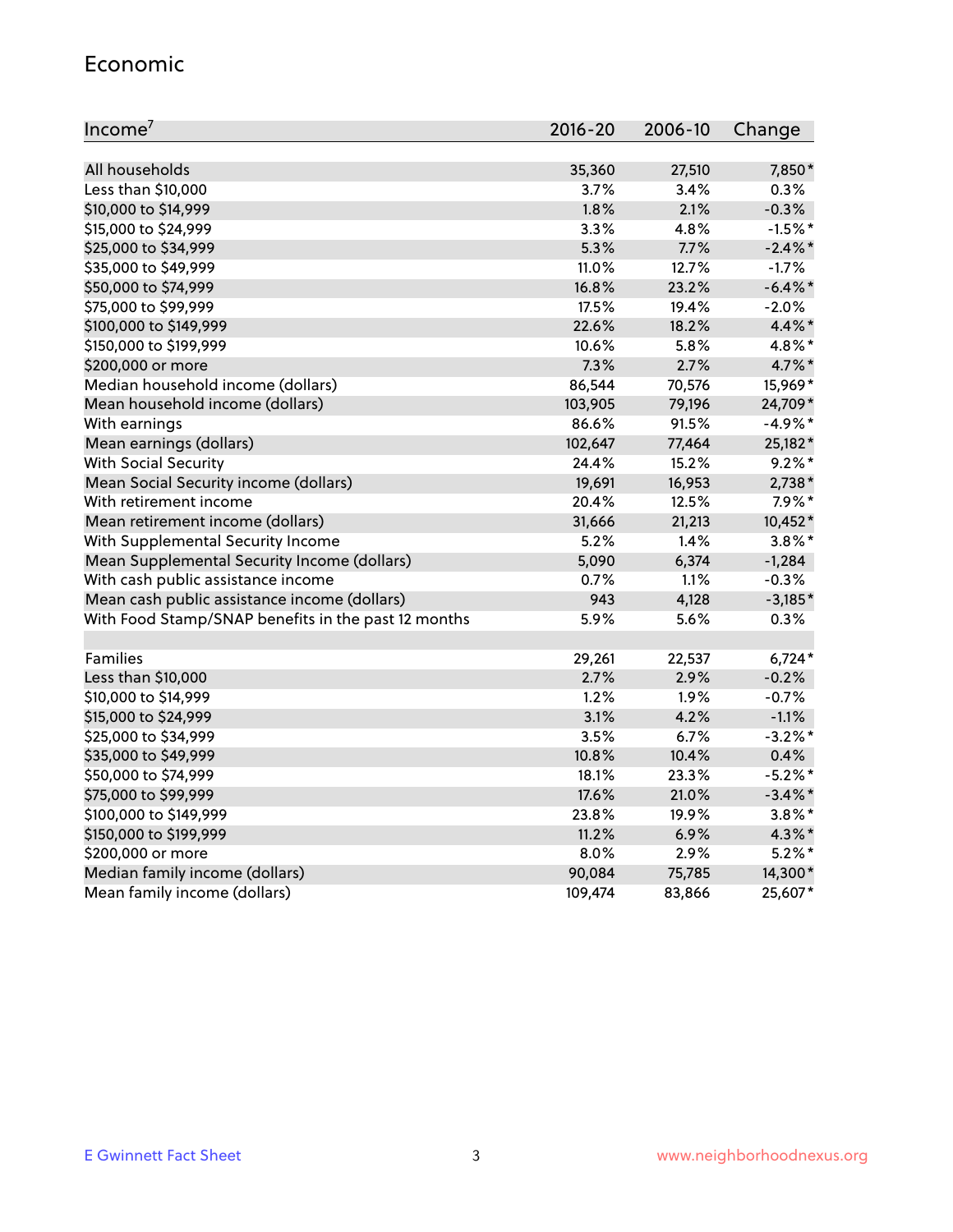## Economic

| Income[7] | 2016-20 | 2006-10 | Change |
|---|---|---|---|
| All households | 35,360 | 27,510 | 7,850* |
| Less than $10,000 | 3.7% | 3.4% | 0.3% |
| $10,000 to $14,999 | 1.8% | 2.1% | -0.3% |
| $15,000 to $24,999 | 3.3% | 4.8% | -1.5%* |
| $25,000 to $34,999 | 5.3% | 7.7% | -2.4%* |
| $35,000 to $49,999 | 11.0% | 12.7% | -1.7% |
| $50,000 to $74,999 | 16.8% | 23.2% | -6.4%* |
| $75,000 to $99,999 | 17.5% | 19.4% | -2.0% |
| $100,000 to $149,999 | 22.6% | 18.2% | 4.4%* |
| $150,000 to $199,999 | 10.6% | 5.8% | 4.8%* |
| $200,000 or more | 7.3% | 2.7% | 4.7%* |
| Median household income (dollars) | 86,544 | 70,576 | 15,969* |
| Mean household income (dollars) | 103,905 | 79,196 | 24,709* |
| With earnings | 86.6% | 91.5% | -4.9%* |
| Mean earnings (dollars) | 102,647 | 77,464 | 25,182* |
| With Social Security | 24.4% | 15.2% | 9.2%* |
| Mean Social Security income (dollars) | 19,691 | 16,953 | 2,738* |
| With retirement income | 20.4% | 12.5% | 7.9%* |
| Mean retirement income (dollars) | 31,666 | 21,213 | 10,452* |
| With Supplemental Security Income | 5.2% | 1.4% | 3.8%* |
| Mean Supplemental Security Income (dollars) | 5,090 | 6,374 | -1,284 |
| With cash public assistance income | 0.7% | 1.1% | -0.3% |
| Mean cash public assistance income (dollars) | 943 | 4,128 | -3,185* |
| With Food Stamp/SNAP benefits in the past 12 months | 5.9% | 5.6% | 0.3% |
| | | | |
| Families | 29,261 | 22,537 | 6,724* |
| Less than $10,000 | 2.7% | 2.9% | -0.2% |
| $10,000 to $14,999 | 1.2% | 1.9% | -0.7% |
| $15,000 to $24,999 | 3.1% | 4.2% | -1.1% |
| $25,000 to $34,999 | 3.5% | 6.7% | -3.2%* |
| $35,000 to $49,999 | 10.8% | 10.4% | 0.4% |
| $50,000 to $74,999 | 18.1% | 23.3% | -5.2%* |
| $75,000 to $99,999 | 17.6% | 21.0% | -3.4%* |
| $100,000 to $149,999 | 23.8% | 19.9% | 3.8%* |
| $150,000 to $199,999 | 11.2% | 6.9% | 4.3%* |
| $200,000 or more | 8.0% | 2.9% | 5.2%* |
| Median family income (dollars) | 90,084 | 75,785 | 14,300* |
| Mean family income (dollars) | 109,474 | 83,866 | 25,607* |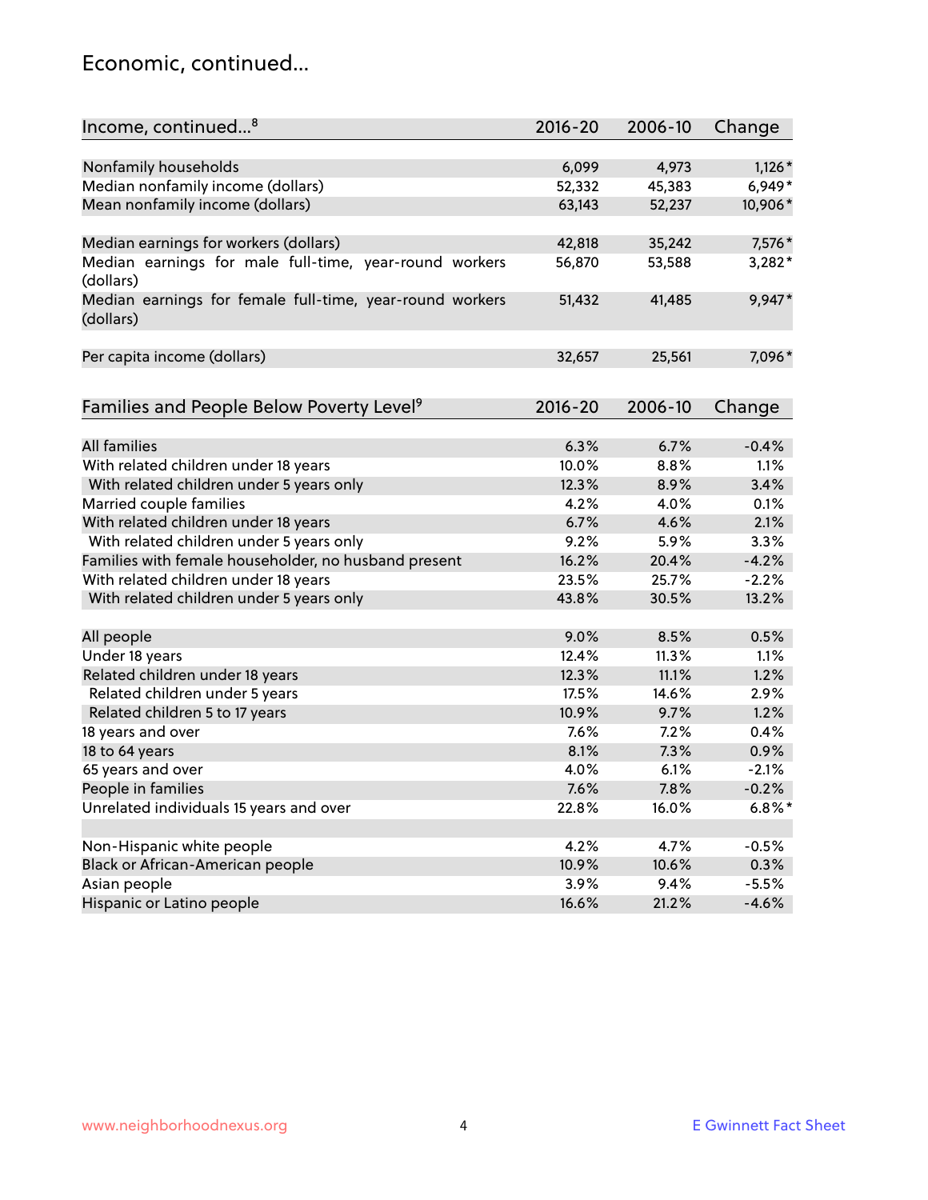## Economic, continued...

| Income, continued...[8] | 2016-20 | 2006-10 | Change |
|---|---|---|---|
| Nonfamily households | 6,099 | 4,973 | 1,126* |
| Median nonfamily income (dollars) | 52,332 | 45,383 | 6,949* |
| Mean nonfamily income (dollars) | 63,143 | 52,237 | 10,906* |
| Median earnings for workers (dollars) | 42,818 | 35,242 | 7,576* |
| Median earnings for male full-time, year-round workers (dollars) | 56,870 | 53,588 | 3,282* |
| Median earnings for female full-time, year-round workers (dollars) | 51,432 | 41,485 | 9,947* |
| Per capita income (dollars) | 32,657 | 25,561 | 7,096* |

| Families and People Below Poverty Level[9] | 2016-20 | 2006-10 | Change |
|---|---|---|---|
| All families | 6.3% | 6.7% | -0.4% |
| With related children under 18 years | 10.0% | 8.8% | 1.1% |
| With related children under 5 years only | 12.3% | 8.9% | 3.4% |
| Married couple families | 4.2% | 4.0% | 0.1% |
| With related children under 18 years | 6.7% | 4.6% | 2.1% |
| With related children under 5 years only | 9.2% | 5.9% | 3.3% |
| Families with female householder, no husband present | 16.2% | 20.4% | -4.2% |
| With related children under 18 years | 23.5% | 25.7% | -2.2% |
| With related children under 5 years only | 43.8% | 30.5% | 13.2% |
| All people | 9.0% | 8.5% | 0.5% |
| Under 18 years | 12.4% | 11.3% | 1.1% |
| Related children under 18 years | 12.3% | 11.1% | 1.2% |
| Related children under 5 years | 17.5% | 14.6% | 2.9% |
| Related children 5 to 17 years | 10.9% | 9.7% | 1.2% |
| 18 years and over | 7.6% | 7.2% | 0.4% |
| 18 to 64 years | 8.1% | 7.3% | 0.9% |
| 65 years and over | 4.0% | 6.1% | -2.1% |
| People in families | 7.6% | 7.8% | -0.2% |
| Unrelated individuals 15 years and over | 22.8% | 16.0% | 6.8%* |
| Non-Hispanic white people | 4.2% | 4.7% | -0.5% |
| Black or African-American people | 10.9% | 10.6% | 0.3% |
| Asian people | 3.9% | 9.4% | -5.5% |
| Hispanic or Latino people | 16.6% | 21.2% | -4.6% |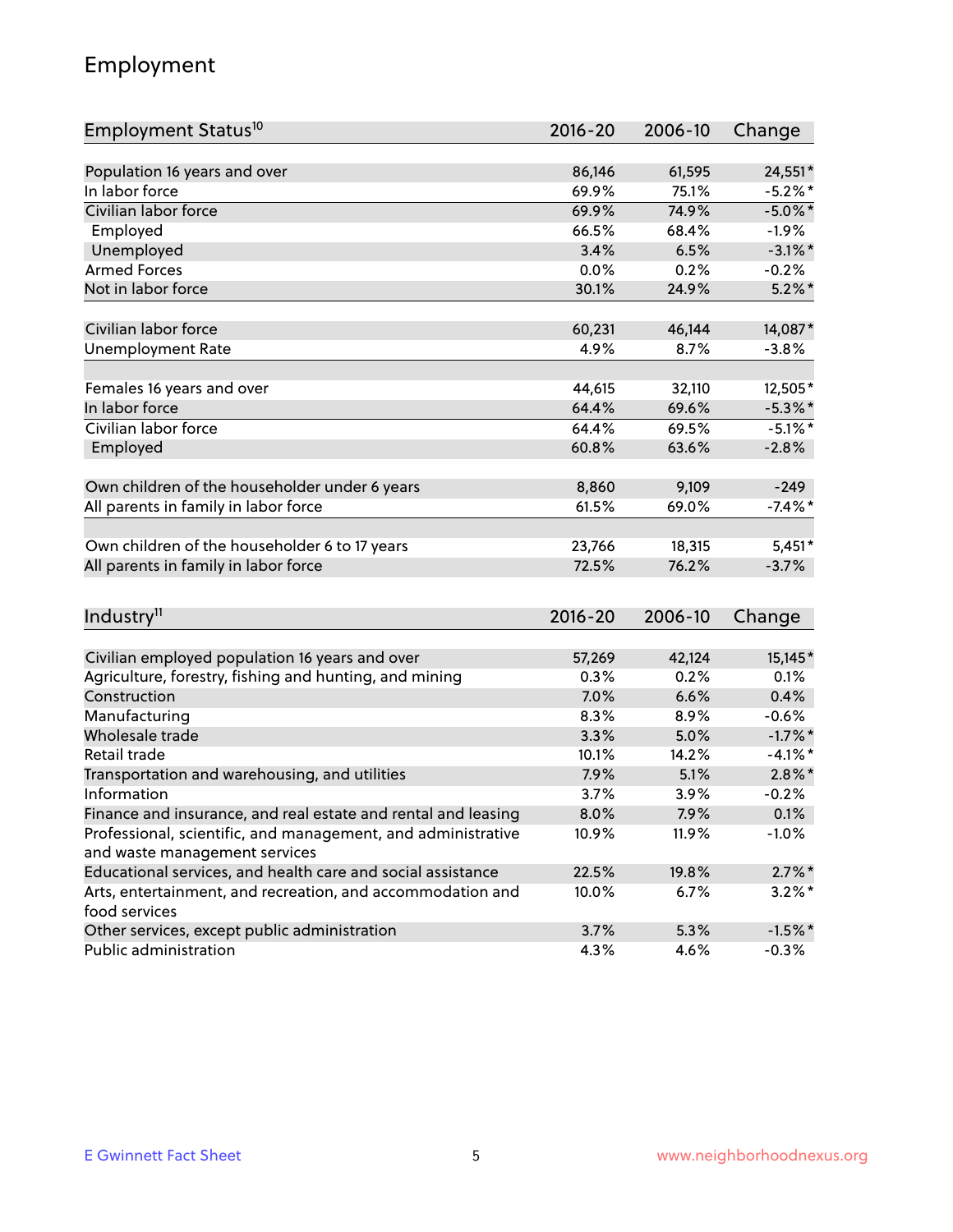## Employment

| Employment Status[10] | 2016-20 | 2006-10 | Change |
|---|---|---|---|
| Population 16 years and over | 86,146 | 61,595 | 24,551* |
| In labor force | 69.9% | 75.1% | -5.2%* |
| Civilian labor force | 69.9% | 74.9% | -5.0%* |
| Employed | 66.5% | 68.4% | -1.9% |
| Unemployed | 3.4% | 6.5% | -3.1%* |
| Armed Forces | 0.0% | 0.2% | -0.2% |
| Not in labor force | 30.1% | 24.9% | 5.2%* |
| | | | |
| Civilian labor force | 60,231 | 46,144 | 14,087* |
| Unemployment Rate | 4.9% | 8.7% | -3.8% |
| | | | |
| Females 16 years and over | 44,615 | 32,110 | 12,505* |
| In labor force | 64.4% | 69.6% | -5.3%* |
| Civilian labor force | 64.4% | 69.5% | -5.1%* |
| Employed | 60.8% | 63.6% | -2.8% |
| | | | |
| Own children of the householder under 6 years | 8,860 | 9,109 | -249 |
| All parents in family in labor force | 61.5% | 69.0% | -7.4%* |
| | | | |
| Own children of the householder 6 to 17 years | 23,766 | 18,315 | 5,451* |
| All parents in family in labor force | 72.5% | 76.2% | -3.7% |

| Industry[11] | 2016-20 | 2006-10 | Change |
|---|---|---|---|
| Civilian employed population 16 years and over | 57,269 | 42,124 | 15,145* |
| Agriculture, forestry, fishing and hunting, and mining | 0.3% | 0.2% | 0.1% |
| Construction | 7.0% | 6.6% | 0.4% |
| Manufacturing | 8.3% | 8.9% | -0.6% |
| Wholesale trade | 3.3% | 5.0% | -1.7%* |
| Retail trade | 10.1% | 14.2% | -4.1%* |
| Transportation and warehousing, and utilities | 7.9% | 5.1% | 2.8%* |
| Information | 3.7% | 3.9% | -0.2% |
| Finance and insurance, and real estate and rental and leasing | 8.0% | 7.9% | 0.1% |
| Professional, scientific, and management, and administrative and waste management services | 10.9% | 11.9% | -1.0% |
| Educational services, and health care and social assistance | 22.5% | 19.8% | 2.7%* |
| Arts, entertainment, and recreation, and accommodation and food services | 10.0% | 6.7% | 3.2%* |
| Other services, except public administration | 3.7% | 5.3% | -1.5%* |
| Public administration | 4.3% | 4.6% | -0.3% |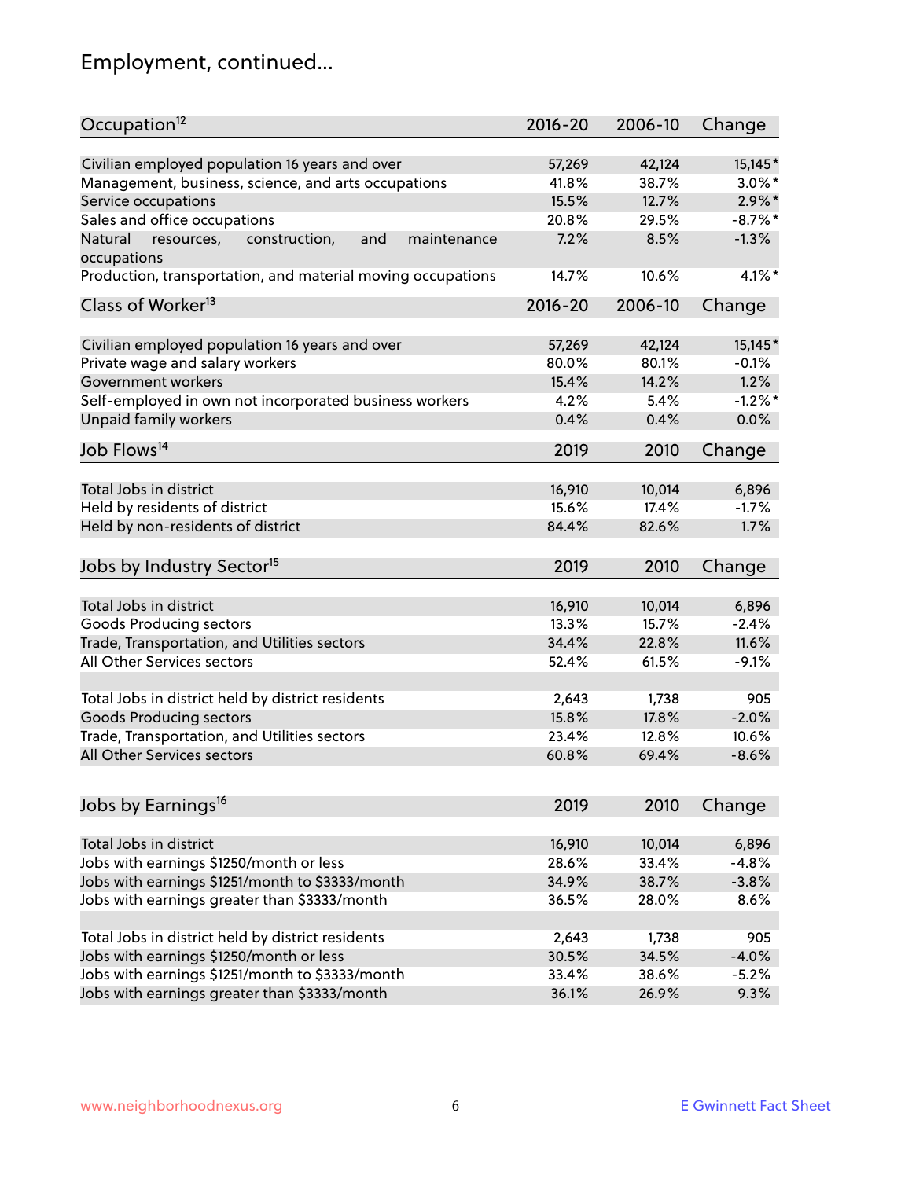# Employment, continued...

| Occupation[12] | 2016-20 | 2006-10 | Change |
|---|---|---|---|
| Civilian employed population 16 years and over | 57,269 | 42,124 | 15,145* |
| Management, business, science, and arts occupations | 41.8% | 38.7% | 3.0%* |
| Service occupations | 15.5% | 12.7% | 2.9%* |
| Sales and office occupations | 20.8% | 29.5% | -8.7%* |
| Natural resources, construction, and maintenance occupations | 7.2% | 8.5% | -1.3% |
| Production, transportation, and material moving occupations | 14.7% | 10.6% | 4.1%* |

| Class of Worker[13] | 2016-20 | 2006-10 | Change |
|---|---|---|---|
| Civilian employed population 16 years and over | 57,269 | 42,124 | 15,145* |
| Private wage and salary workers | 80.0% | 80.1% | -0.1% |
| Government workers | 15.4% | 14.2% | 1.2% |
| Self-employed in own not incorporated business workers | 4.2% | 5.4% | -1.2%* |
| Unpaid family workers | 0.4% | 0.4% | 0.0% |

| Job Flows[14] | 2019 | 2010 | Change |
|---|---|---|---|
| Total Jobs in district | 16,910 | 10,014 | 6,896 |
| Held by residents of district | 15.6% | 17.4% | -1.7% |
| Held by non-residents of district | 84.4% | 82.6% | 1.7% |

| Jobs by Industry Sector[15] | 2019 | 2010 | Change |
|---|---|---|---|
| Total Jobs in district | 16,910 | 10,014 | 6,896 |
| Goods Producing sectors | 13.3% | 15.7% | -2.4% |
| Trade, Transportation, and Utilities sectors | 34.4% | 22.8% | 11.6% |
| All Other Services sectors | 52.4% | 61.5% | -9.1% |
| | | | |
| Total Jobs in district held by district residents | 2,643 | 1,738 | 905 |
| Goods Producing sectors | 15.8% | 17.8% | -2.0% |
| Trade, Transportation, and Utilities sectors | 23.4% | 12.8% | 10.6% |
| All Other Services sectors | 60.8% | 69.4% | -8.6% |

| Jobs by Earnings[16] | 2019 | 2010 | Change |
|---|---|---|---|
| Total Jobs in district | 16,910 | 10,014 | 6,896 |
| Jobs with earnings $1250/month or less | 28.6% | 33.4% | -4.8% |
| Jobs with earnings $1251/month to $3333/month | 34.9% | 38.7% | -3.8% |
| Jobs with earnings greater than $3333/month | 36.5% | 28.0% | 8.6% |
| | | | |
| Total Jobs in district held by district residents | 2,643 | 1,738 | 905 |
| Jobs with earnings $1250/month or less | 30.5% | 34.5% | -4.0% |
| Jobs with earnings $1251/month to $3333/month | 33.4% | 38.6% | -5.2% |
| Jobs with earnings greater than $3333/month | 36.1% | 26.9% | 9.3% |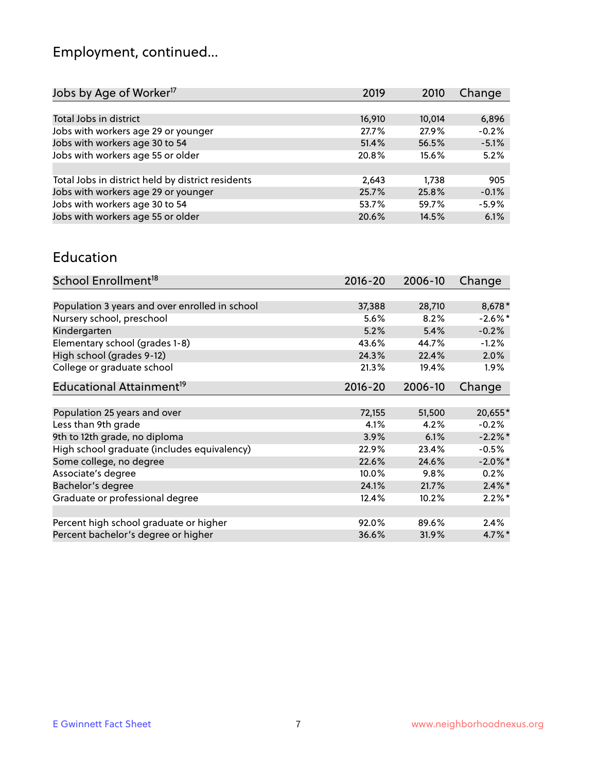# Employment, continued...

| Jobs by Age of Worker[17] | 2019 | 2010 | Change |
|---|---|---|---|
| Total Jobs in district | 16,910 | 10,014 | 6,896 |
| Jobs with workers age 29 or younger | 27.7% | 27.9% | -0.2% |
| Jobs with workers age 30 to 54 | 51.4% | 56.5% | -5.1% |
| Jobs with workers age 55 or older | 20.8% | 15.6% | 5.2% |
| | | | |
| Total Jobs in district held by district residents | 2,643 | 1,738 | 905 |
| Jobs with workers age 29 or younger | 25.7% | 25.8% | -0.1% |
| Jobs with workers age 30 to 54 | 53.7% | 59.7% | -5.9% |
| Jobs with workers age 55 or older | 20.6% | 14.5% | 6.1% |

## Education

| School Enrollment[18] | 2016-20 | 2006-10 | Change |
|---|---|---|---|
| Population 3 years and over enrolled in school | 37,388 | 28,710 | 8,678* |
| Nursery school, preschool | 5.6% | 8.2% | -2.6%* |
| Kindergarten | 5.2% | 5.4% | -0.2% |
| Elementary school (grades 1-8) | 43.6% | 44.7% | -1.2% |
| High school (grades 9-12) | 24.3% | 22.4% | 2.0% |
| College or graduate school | 21.3% | 19.4% | 1.9% |

| Educational Attainment[19] | 2016-20 | 2006-10 | Change |
|---|---|---|---|
| Population 25 years and over | 72,155 | 51,500 | 20,655* |
| Less than 9th grade | 4.1% | 4.2% | -0.2% |
| 9th to 12th grade, no diploma | 3.9% | 6.1% | -2.2%* |
| High school graduate (includes equivalency) | 22.9% | 23.4% | -0.5% |
| Some college, no degree | 22.6% | 24.6% | -2.0%* |
| Associate's degree | 10.0% | 9.8% | 0.2% |
| Bachelor's degree | 24.1% | 21.7% | 2.4%* |
| Graduate or professional degree | 12.4% | 10.2% | 2.2%* |
| | | | |
| Percent high school graduate or higher | 92.0% | 89.6% | 2.4% |
| Percent bachelor's degree or higher | 36.6% | 31.9% | 4.7%* |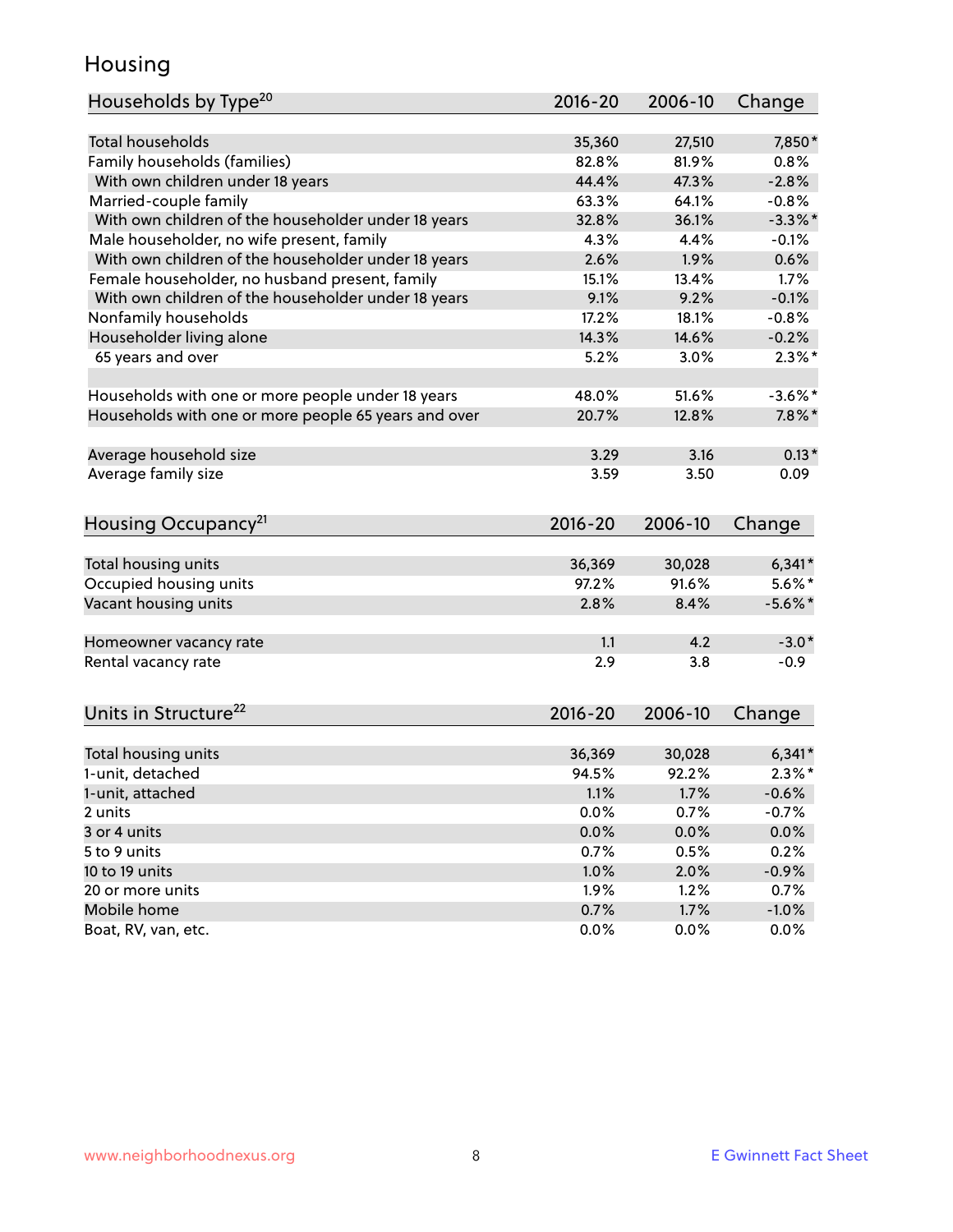# Housing

| Households by Type[20] | 2016-20 | 2006-10 | Change |
|---|---|---|---|
| Total households | 35,360 | 27,510 | 7,850* |
| Family households (families) | 82.8% | 81.9% | 0.8% |
| With own children under 18 years | 44.4% | 47.3% | -2.8% |
| Married-couple family | 63.3% | 64.1% | -0.8% |
| With own children of the householder under 18 years | 32.8% | 36.1% | -3.3%* |
| Male householder, no wife present, family | 4.3% | 4.4% | -0.1% |
| With own children of the householder under 18 years | 2.6% | 1.9% | 0.6% |
| Female householder, no husband present, family | 15.1% | 13.4% | 1.7% |
| With own children of the householder under 18 years | 9.1% | 9.2% | -0.1% |
| Nonfamily households | 17.2% | 18.1% | -0.8% |
| Householder living alone | 14.3% | 14.6% | -0.2% |
| 65 years and over | 5.2% | 3.0% | 2.3%* |
| | | | |
| Households with one or more people under 18 years | 48.0% | 51.6% | -3.6%* |
| Households with one or more people 65 years and over | 20.7% | 12.8% | 7.8%* |
| | | | |
| Average household size | 3.29 | 3.16 | 0.13* |
| Average family size | 3.59 | 3.50 | 0.09 |

| Housing Occupancy[21] | 2016-20 | 2006-10 | Change |
|---|---|---|---|
| Total housing units | 36,369 | 30,028 | 6,341* |
| Occupied housing units | 97.2% | 91.6% | 5.6%* |
| Vacant housing units | 2.8% | 8.4% | -5.6%* |
| | | | |
| Homeowner vacancy rate | 1.1 | 4.2 | -3.0* |
| Rental vacancy rate | 2.9 | 3.8 | -0.9 |

| Units in Structure[22] | 2016-20 | 2006-10 | Change |
|---|---|---|---|
| Total housing units | 36,369 | 30,028 | 6,341* |
| 1-unit, detached | 94.5% | 92.2% | 2.3%* |
| 1-unit, attached | 1.1% | 1.7% | -0.6% |
| 2 units | 0.0% | 0.7% | -0.7% |
| 3 or 4 units | 0.0% | 0.0% | 0.0% |
| 5 to 9 units | 0.7% | 0.5% | 0.2% |
| 10 to 19 units | 1.0% | 2.0% | -0.9% |
| 20 or more units | 1.9% | 1.2% | 0.7% |
| Mobile home | 0.7% | 1.7% | -1.0% |
| Boat, RV, van, etc. | 0.0% | 0.0% | 0.0% |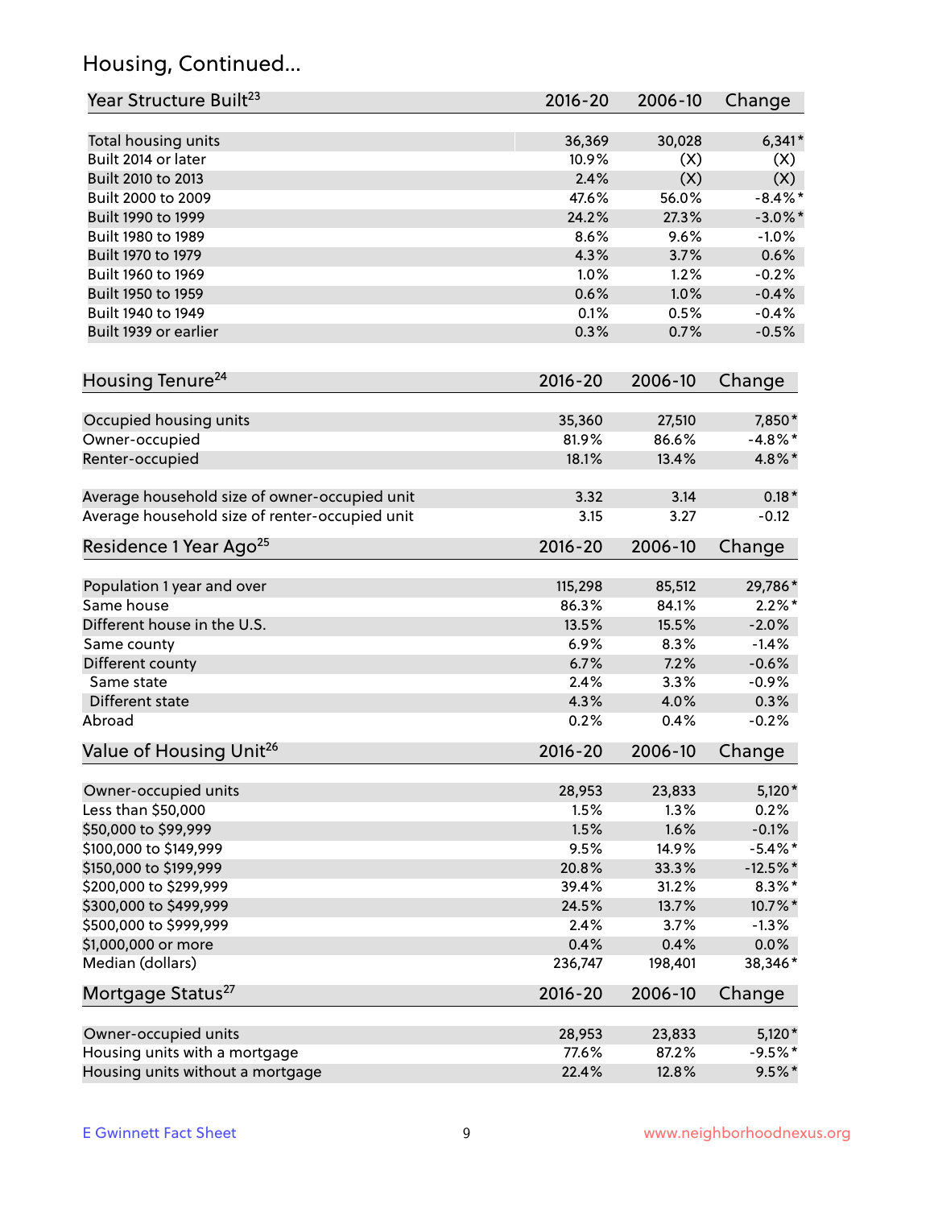## Housing, Continued...

| Year Structure Built[23] | 2016-20 | 2006-10 | Change |
|---|---|---|---|
| Total housing units | 36,369 | 30,028 | 6,341* |
| Built 2014 or later | 10.9% | (X) | (X) |
| Built 2010 to 2013 | 2.4% | (X) | (X) |
| Built 2000 to 2009 | 47.6% | 56.0% | -8.4%* |
| Built 1990 to 1999 | 24.2% | 27.3% | -3.0%* |
| Built 1980 to 1989 | 8.6% | 9.6% | -1.0% |
| Built 1970 to 1979 | 4.3% | 3.7% | 0.6% |
| Built 1960 to 1969 | 1.0% | 1.2% | -0.2% |
| Built 1950 to 1959 | 0.6% | 1.0% | -0.4% |
| Built 1940 to 1949 | 0.1% | 0.5% | -0.4% |
| Built 1939 or earlier | 0.3% | 0.7% | -0.5% |

| Housing Tenure[24] | 2016-20 | 2006-10 | Change |
|---|---|---|---|
| Occupied housing units | 35,360 | 27,510 | 7,850* |
| Owner-occupied | 81.9% | 86.6% | -4.8%* |
| Renter-occupied | 18.1% | 13.4% | 4.8%* |
| Average household size of owner-occupied unit | 3.32 | 3.14 | 0.18* |
| Average household size of renter-occupied unit | 3.15 | 3.27 | -0.12 |

| Residence 1 Year Ago[25] | 2016-20 | 2006-10 | Change |
|---|---|---|---|
| Population 1 year and over | 115,298 | 85,512 | 29,786* |
| Same house | 86.3% | 84.1% | 2.2%* |
| Different house in the U.S. | 13.5% | 15.5% | -2.0% |
| Same county | 6.9% | 8.3% | -1.4% |
| Different county | 6.7% | 7.2% | -0.6% |
| Same state | 2.4% | 3.3% | -0.9% |
| Different state | 4.3% | 4.0% | 0.3% |
| Abroad | 0.2% | 0.4% | -0.2% |

| Value of Housing Unit[26] | 2016-20 | 2006-10 | Change |
|---|---|---|---|
| Owner-occupied units | 28,953 | 23,833 | 5,120* |
| Less than $50,000 | 1.5% | 1.3% | 0.2% |
| $50,000 to $99,999 | 1.5% | 1.6% | -0.1% |
| $100,000 to $149,999 | 9.5% | 14.9% | -5.4%* |
| $150,000 to $199,999 | 20.8% | 33.3% | -12.5%* |
| $200,000 to $299,999 | 39.4% | 31.2% | 8.3%* |
| $300,000 to $499,999 | 24.5% | 13.7% | 10.7%* |
| $500,000 to $999,999 | 2.4% | 3.7% | -1.3% |
| $1,000,000 or more | 0.4% | 0.4% | 0.0% |
| Median (dollars) | 236,747 | 198,401 | 38,346* |

| Mortgage Status[27] | 2016-20 | 2006-10 | Change |
|---|---|---|---|
| Owner-occupied units | 28,953 | 23,833 | 5,120* |
| Housing units with a mortgage | 77.6% | 87.2% | -9.5%* |
| Housing units without a mortgage | 22.4% | 12.8% | 9.5%* |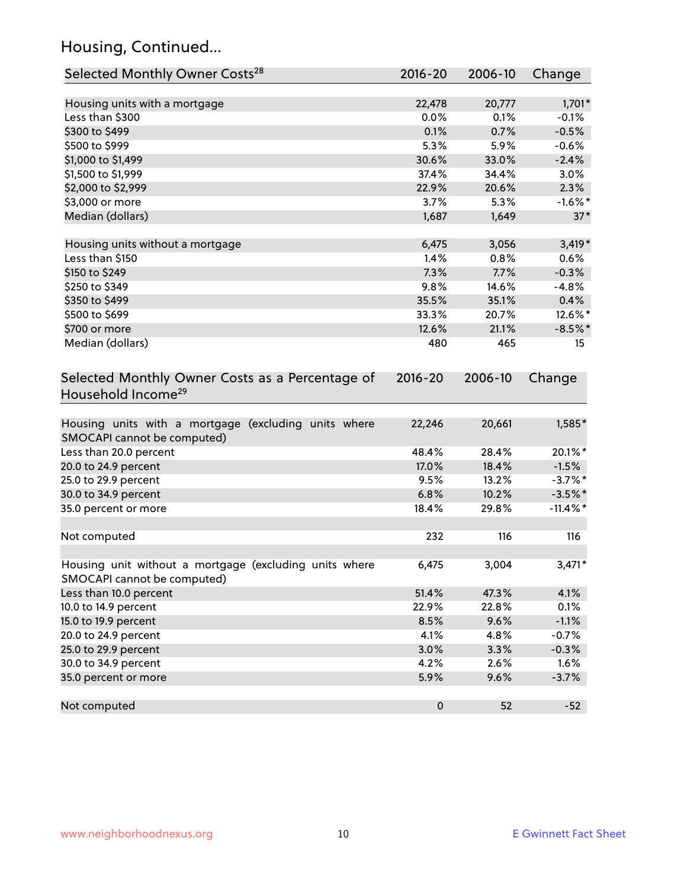## Housing, Continued...

| Selected Monthly Owner Costs[28] | 2016-20 | 2006-10 | Change |
|---|---|---|---|
| Housing units with a mortgage | 22,478 | 20,777 | 1,701* |
| Less than $300 | 0.0% | 0.1% | -0.1% |
| $300 to $499 | 0.1% | 0.7% | -0.5% |
| $500 to $999 | 5.3% | 5.9% | -0.6% |
| $1,000 to $1,499 | 30.6% | 33.0% | -2.4% |
| $1,500 to $1,999 | 37.4% | 34.4% | 3.0% |
| $2,000 to $2,999 | 22.9% | 20.6% | 2.3% |
| $3,000 or more | 3.7% | 5.3% | -1.6%* |
| Median (dollars) | 1,687 | 1,649 | 37* |
| Housing units without a mortgage | 6,475 | 3,056 | 3,419* |
| Less than $150 | 1.4% | 0.8% | 0.6% |
| $150 to $249 | 7.3% | 7.7% | -0.3% |
| $250 to $349 | 9.8% | 14.6% | -4.8% |
| $350 to $499 | 35.5% | 35.1% | 0.4% |
| $500 to $699 | 33.3% | 20.7% | 12.6%* |
| $700 or more | 12.6% | 21.1% | -8.5%* |
| Median (dollars) | 480 | 465 | 15 |

| Selected Monthly Owner Costs as a Percentage of Household Income[29] | 2016-20 | 2006-10 | Change |
|---|---|---|---|
| Housing units with a mortgage (excluding units where SMOCAPI cannot be computed) | 22,246 | 20,661 | 1,585* |
| Less than 20.0 percent | 48.4% | 28.4% | 20.1%* |
| 20.0 to 24.9 percent | 17.0% | 18.4% | -1.5% |
| 25.0 to 29.9 percent | 9.5% | 13.2% | -3.7%* |
| 30.0 to 34.9 percent | 6.8% | 10.2% | -3.5%* |
| 35.0 percent or more | 18.4% | 29.8% | -11.4%* |
| Not computed | 232 | 116 | 116 |
| Housing unit without a mortgage (excluding units where SMOCAPI cannot be computed) | 6,475 | 3,004 | 3,471* |
| Less than 10.0 percent | 51.4% | 47.3% | 4.1% |
| 10.0 to 14.9 percent | 22.9% | 22.8% | 0.1% |
| 15.0 to 19.9 percent | 8.5% | 9.6% | -1.1% |
| 20.0 to 24.9 percent | 4.1% | 4.8% | -0.7% |
| 25.0 to 29.9 percent | 3.0% | 3.3% | -0.3% |
| 30.0 to 34.9 percent | 4.2% | 2.6% | 1.6% |
| 35.0 percent or more | 5.9% | 9.6% | -3.7% |
| Not computed | 0 | 52 | -52 |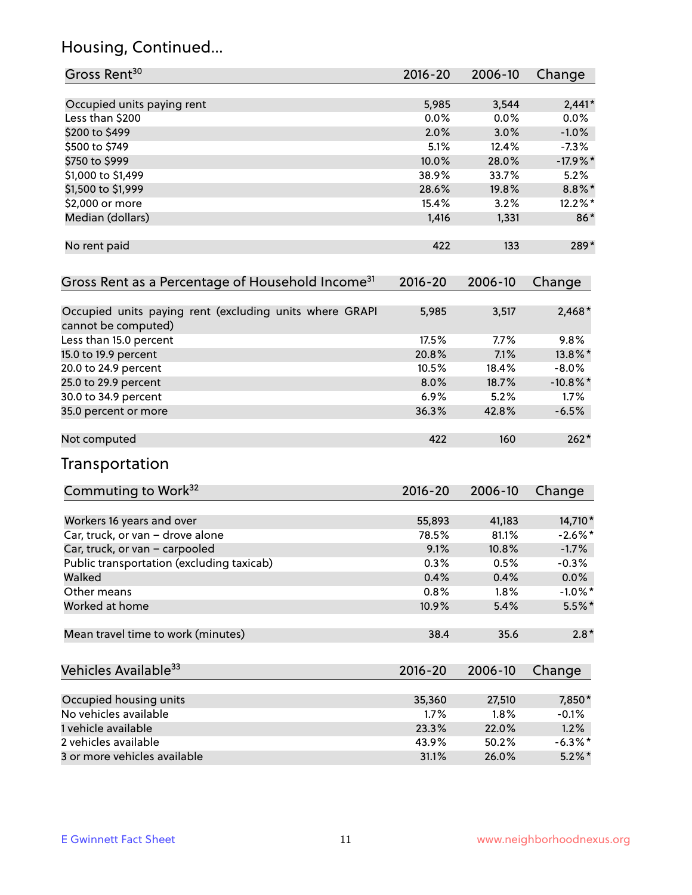## Housing, Continued...

| Gross Rent[30] | 2016-20 | 2006-10 | Change |
|---|---|---|---|
| Occupied units paying rent | 5,985 | 3,544 | 2,441* |
| Less than $200 | 0.0% | 0.0% | 0.0% |
| $200 to $499 | 2.0% | 3.0% | -1.0% |
| $500 to $749 | 5.1% | 12.4% | -7.3% |
| $750 to $999 | 10.0% | 28.0% | -17.9%* |
| $1,000 to $1,499 | 38.9% | 33.7% | 5.2% |
| $1,500 to $1,999 | 28.6% | 19.8% | 8.8%* |
| $2,000 or more | 15.4% | 3.2% | 12.2%* |
| Median (dollars) | 1,416 | 1,331 | 86* |
| No rent paid | 422 | 133 | 289* |

| Gross Rent as a Percentage of Household Income[31] | 2016-20 | 2006-10 | Change |
|---|---|---|---|
| Occupied units paying rent (excluding units where GRAPI cannot be computed) | 5,985 | 3,517 | 2,468* |
| Less than 15.0 percent | 17.5% | 7.7% | 9.8% |
| 15.0 to 19.9 percent | 20.8% | 7.1% | 13.8%* |
| 20.0 to 24.9 percent | 10.5% | 18.4% | -8.0% |
| 25.0 to 29.9 percent | 8.0% | 18.7% | -10.8%* |
| 30.0 to 34.9 percent | 6.9% | 5.2% | 1.7% |
| 35.0 percent or more | 36.3% | 42.8% | -6.5% |
| Not computed | 422 | 160 | 262* |

## Transportation

| Commuting to Work[32] | 2016-20 | 2006-10 | Change |
|---|---|---|---|
| Workers 16 years and over | 55,893 | 41,183 | 14,710* |
| Car, truck, or van – drove alone | 78.5% | 81.1% | -2.6%* |
| Car, truck, or van – carpooled | 9.1% | 10.8% | -1.7% |
| Public transportation (excluding taxicab) | 0.3% | 0.5% | -0.3% |
| Walked | 0.4% | 0.4% | 0.0% |
| Other means | 0.8% | 1.8% | -1.0%* |
| Worked at home | 10.9% | 5.4% | 5.5%* |
| Mean travel time to work (minutes) | 38.4 | 35.6 | 2.8* |

| Vehicles Available[33] | 2016-20 | 2006-10 | Change |
|---|---|---|---|
| Occupied housing units | 35,360 | 27,510 | 7,850* |
| No vehicles available | 1.7% | 1.8% | -0.1% |
| 1 vehicle available | 23.3% | 22.0% | 1.2% |
| 2 vehicles available | 43.9% | 50.2% | -6.3%* |
| 3 or more vehicles available | 31.1% | 26.0% | 5.2%* |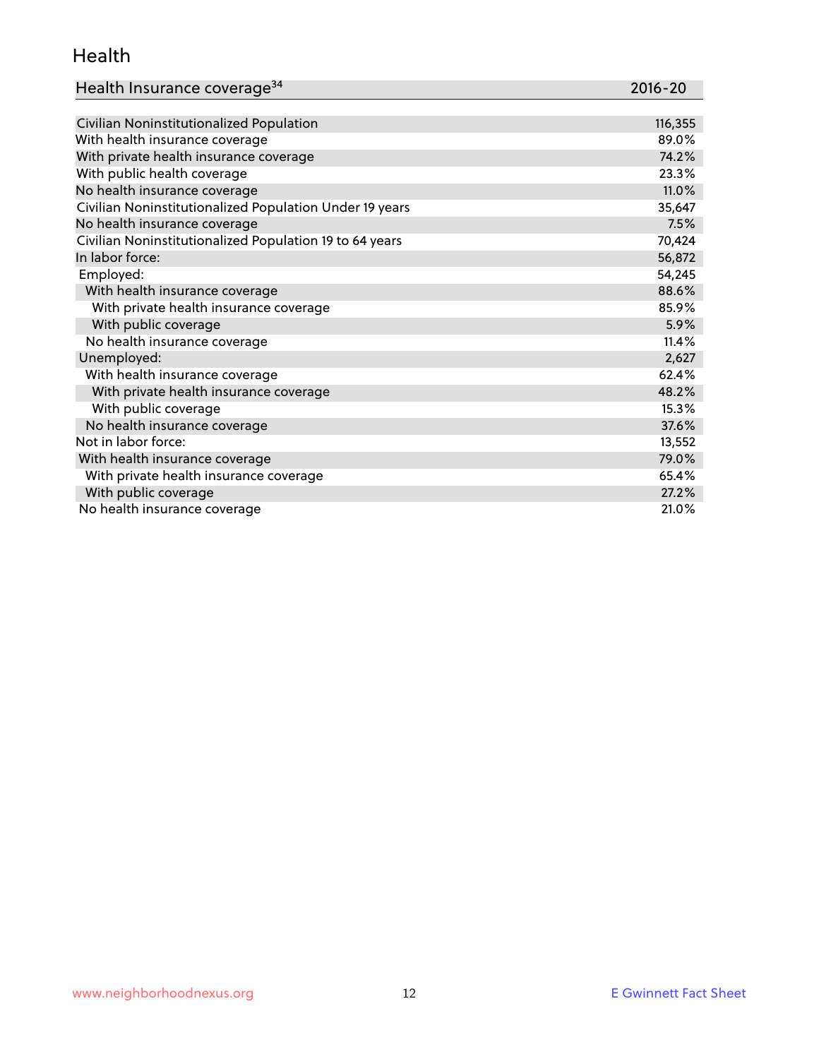## Health

| Health Insurance coverage[34] | 2016-20 |
|---|---|
| Civilian Noninstitutionalized Population | 116,355 |
| With health insurance coverage | 89.0% |
| With private health insurance coverage | 74.2% |
| With public health coverage | 23.3% |
| No health insurance coverage | 11.0% |
| Civilian Noninstitutionalized Population Under 19 years | 35,647 |
| No health insurance coverage | 7.5% |
| Civilian Noninstitutionalized Population 19 to 64 years | 70,424 |
| In labor force: | 56,872 |
| Employed: | 54,245 |
| With health insurance coverage | 88.6% |
| With private health insurance coverage | 85.9% |
| With public coverage | 5.9% |
| No health insurance coverage | 11.4% |
| Unemployed: | 2,627 |
| With health insurance coverage | 62.4% |
| With private health insurance coverage | 48.2% |
| With public coverage | 15.3% |
| No health insurance coverage | 37.6% |
| Not in labor force: | 13,552 |
| With health insurance coverage | 79.0% |
| With private health insurance coverage | 65.4% |
| With public coverage | 27.2% |
| No health insurance coverage | 21.0% |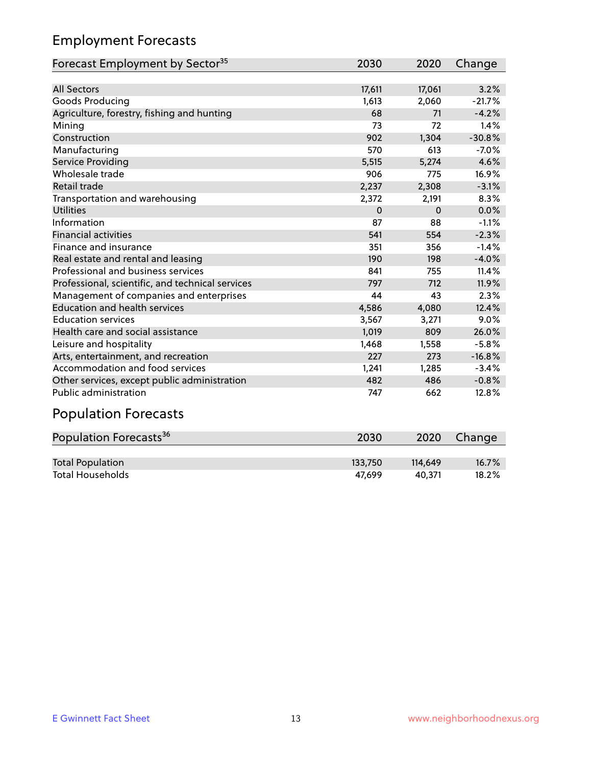## Employment Forecasts

| Forecast Employment by Sector[35] | 2030 | 2020 | Change |
|---|---|---|---|
| All Sectors | 17,611 | 17,061 | 3.2% |
| Goods Producing | 1,613 | 2,060 | -21.7% |
| Agriculture, forestry, fishing and hunting | 68 | 71 | -4.2% |
| Mining | 73 | 72 | 1.4% |
| Construction | 902 | 1,304 | -30.8% |
| Manufacturing | 570 | 613 | -7.0% |
| Service Providing | 5,515 | 5,274 | 4.6% |
| Wholesale trade | 906 | 775 | 16.9% |
| Retail trade | 2,237 | 2,308 | -3.1% |
| Transportation and warehousing | 2,372 | 2,191 | 8.3% |
| Utilities | 0 | 0 | 0.0% |
| Information | 87 | 88 | -1.1% |
| Financial activities | 541 | 554 | -2.3% |
| Finance and insurance | 351 | 356 | -1.4% |
| Real estate and rental and leasing | 190 | 198 | -4.0% |
| Professional and business services | 841 | 755 | 11.4% |
| Professional, scientific, and technical services | 797 | 712 | 11.9% |
| Management of companies and enterprises | 44 | 43 | 2.3% |
| Education and health services | 4,586 | 4,080 | 12.4% |
| Education services | 3,567 | 3,271 | 9.0% |
| Health care and social assistance | 1,019 | 809 | 26.0% |
| Leisure and hospitality | 1,468 | 1,558 | -5.8% |
| Arts, entertainment, and recreation | 227 | 273 | -16.8% |
| Accommodation and food services | 1,241 | 1,285 | -3.4% |
| Other services, except public administration | 482 | 486 | -0.8% |
| Public administration | 747 | 662 | 12.8% |

## Population Forecasts

| Population Forecasts[36] | 2030 | 2020 | Change |
|---|---|---|---|
| Total Population | 133,750 | 114,649 | 16.7% |
| Total Households | 47,699 | 40,371 | 18.2% |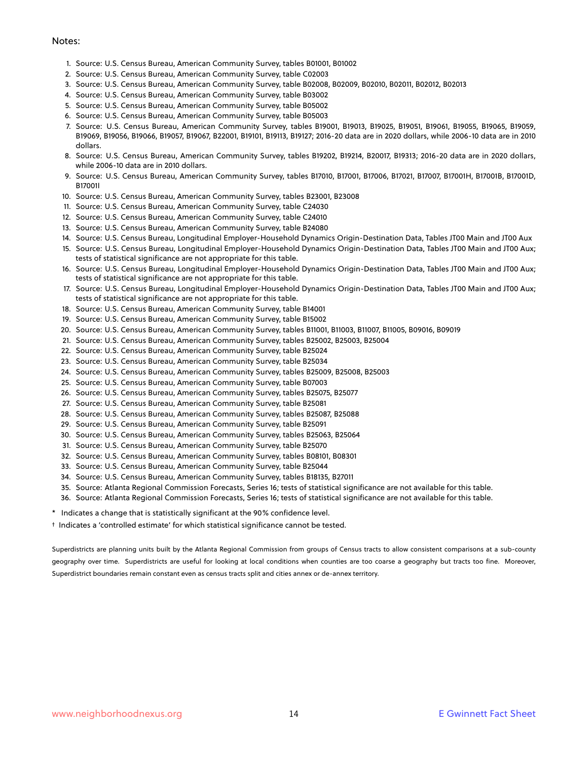Notes:

1. Source: U.S. Census Bureau, American Community Survey, tables B01001, B01002
2. Source: U.S. Census Bureau, American Community Survey, table C02003
3. Source: U.S. Census Bureau, American Community Survey, table B02008, B02009, B02010, B02011, B02012, B02013
4. Source: U.S. Census Bureau, American Community Survey, table B03002
5. Source: U.S. Census Bureau, American Community Survey, table B05002
6. Source: U.S. Census Bureau, American Community Survey, table B05003
7. Source: U.S. Census Bureau, American Community Survey, tables B19001, B19013, B19025, B19051, B19061, B19055, B19065, B19059, B19069, B19056, B19066, B19057, B19067, B22001, B19101, B19113, B19127; 2016-20 data are in 2020 dollars, while 2006-10 data are in 2010 dollars.
8. Source: U.S. Census Bureau, American Community Survey, tables B19202, B19214, B20017, B19313; 2016-20 data are in 2020 dollars, while 2006-10 data are in 2010 dollars.
9. Source: U.S. Census Bureau, American Community Survey, tables B17010, B17001, B17006, B17021, B17007, B17001H, B17001B, B17001D, B17001I
10. Source: U.S. Census Bureau, American Community Survey, tables B23001, B23008
11. Source: U.S. Census Bureau, American Community Survey, table C24030
12. Source: U.S. Census Bureau, American Community Survey, table C24010
13. Source: U.S. Census Bureau, American Community Survey, table B24080
14. Source: U.S. Census Bureau, Longitudinal Employer-Household Dynamics Origin-Destination Data, Tables JT00 Main and JT00 Aux
15. Source: U.S. Census Bureau, Longitudinal Employer-Household Dynamics Origin-Destination Data, Tables JT00 Main and JT00 Aux; tests of statistical significance are not appropriate for this table.
16. Source: U.S. Census Bureau, Longitudinal Employer-Household Dynamics Origin-Destination Data, Tables JT00 Main and JT00 Aux; tests of statistical significance are not appropriate for this table.
17. Source: U.S. Census Bureau, Longitudinal Employer-Household Dynamics Origin-Destination Data, Tables JT00 Main and JT00 Aux; tests of statistical significance are not appropriate for this table.
18. Source: U.S. Census Bureau, American Community Survey, table B14001
19. Source: U.S. Census Bureau, American Community Survey, table B15002
20. Source: U.S. Census Bureau, American Community Survey, tables B11001, B11003, B11007, B11005, B09016, B09019
21. Source: U.S. Census Bureau, American Community Survey, tables B25002, B25003, B25004
22. Source: U.S. Census Bureau, American Community Survey, table B25024
23. Source: U.S. Census Bureau, American Community Survey, table B25034
24. Source: U.S. Census Bureau, American Community Survey, tables B25009, B25008, B25003
25. Source: U.S. Census Bureau, American Community Survey, table B07003
26. Source: U.S. Census Bureau, American Community Survey, tables B25075, B25077
27. Source: U.S. Census Bureau, American Community Survey, table B25081
28. Source: U.S. Census Bureau, American Community Survey, tables B25087, B25088
29. Source: U.S. Census Bureau, American Community Survey, table B25091
30. Source: U.S. Census Bureau, American Community Survey, tables B25063, B25064
31. Source: U.S. Census Bureau, American Community Survey, table B25070
32. Source: U.S. Census Bureau, American Community Survey, tables B08101, B08301
33. Source: U.S. Census Bureau, American Community Survey, table B25044
34. Source: U.S. Census Bureau, American Community Survey, tables B18135, B27011
35. Source: Atlanta Regional Commission Forecasts, Series 16; tests of statistical significance are not available for this table.
36. Source: Atlanta Regional Commission Forecasts, Series 16; tests of statistical significance are not available for this table.

\* Indicates a change that is statistically significant at the 90% confidence level.

† Indicates a 'controlled estimate' for which statistical significance cannot be tested.

Superdistricts are planning units built by the Atlanta Regional Commission from groups of Census tracts to allow consistent comparisons at a sub-county geography over time. Superdistricts are useful for looking at local conditions when counties are too coarse a geography but tracts too fine. Moreover, Superdistrict boundaries remain constant even as census tracts split and cities annex or de-annex territory.